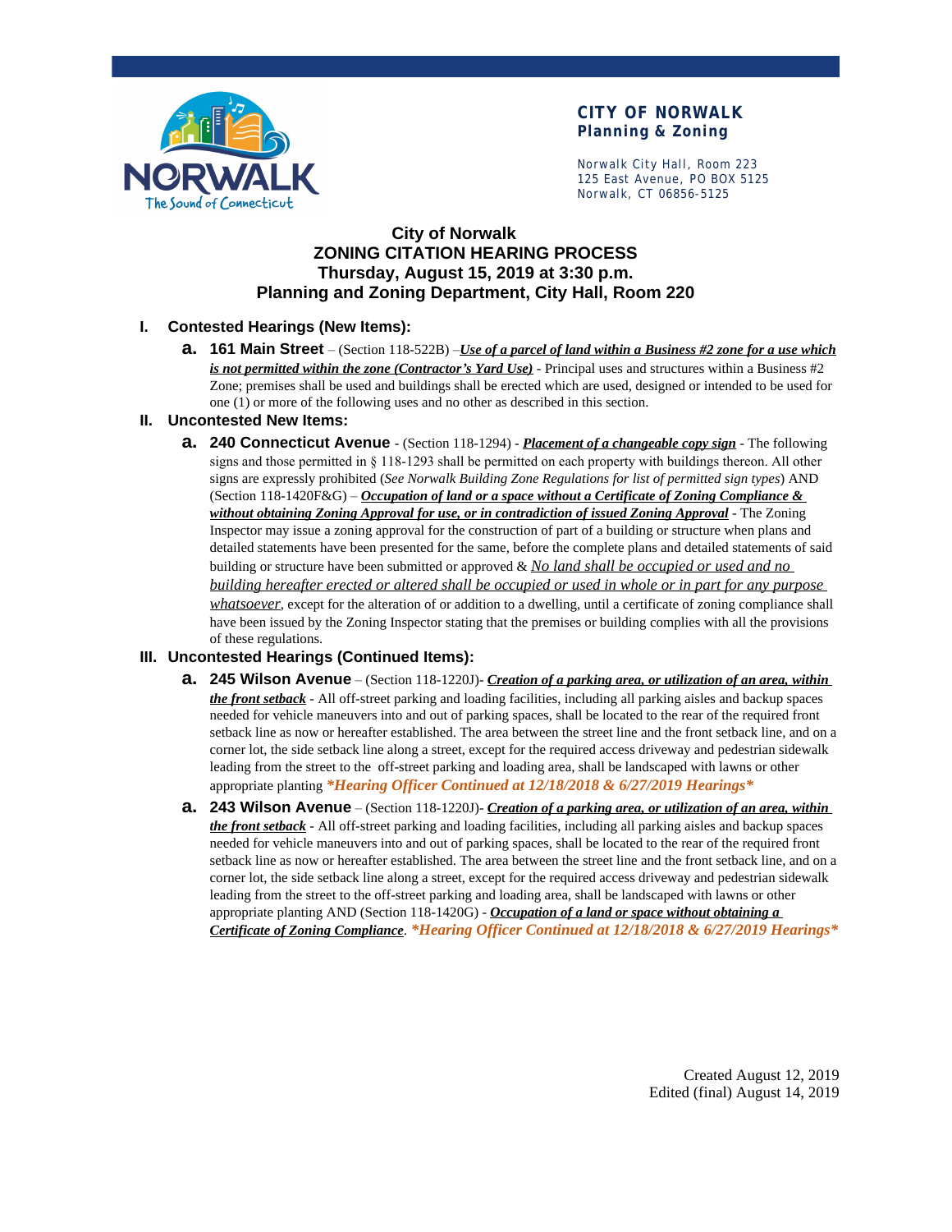**CITY OF NORWALK**
**Planning & Zoning**

Norwalk City Hall, Room 223
125 East Avenue, PO BOX 5125
Norwalk, CT 06856-5125

# City of Norwalk
# ZONING CITATION HEARING PROCESS
## Thursday, August 15, 2019 at 3:30 p.m.
## Planning and Zoning Department, City Hall, Room 220

**I. Contested Hearings (New Items):**

- **a. 161 Main Street** – (Section 118-522B) –***Use of a parcel of land within a Business #2 zone for a use which is not permitted within the zone (Contractor's Yard Use)*** - Principal uses and structures within a Business #2 Zone; premises shall be used and buildings shall be erected which are used, designed or intended to be used for one (1) or more of the following uses and no other as described in this section.

**II. Uncontested New Items:**

- **a. 240 Connecticut Avenue** - (Section 118-1294) - ***Placement of a changeable copy sign*** - The following signs and those permitted in § 118-1293 shall be permitted on each property with buildings thereon. All other signs are expressly prohibited (*See Norwalk Building Zone Regulations for list of permitted sign types*) AND (Section 118-1420F&G) – ***Occupation of land or a space without a Certificate of Zoning Compliance & without obtaining Zoning Approval for use, or in contradiction of issued Zoning Approval*** - The Zoning Inspector may issue a zoning approval for the construction of part of a building or structure when plans and detailed statements have been presented for the same, before the complete plans and detailed statements of said building or structure have been submitted or approved & No land shall be occupied or used and no building hereafter erected or altered shall be occupied or used in whole or in part for any purpose whatsoever, except for the alteration of or addition to a dwelling, until a certificate of zoning compliance shall have been issued by the Zoning Inspector stating that the premises or building complies with all the provisions of these regulations.

**III. Uncontested Hearings (Continued Items):**

- **a. 245 Wilson Avenue** – (Section 118-1220J)- ***Creation of a parking area, or utilization of an area, within the front setback*** - All off-street parking and loading facilities, including all parking aisles and backup spaces needed for vehicle maneuvers into and out of parking spaces, shall be located to the rear of the required front setback line as now or hereafter established. The area between the street line and the front setback line, and on a corner lot, the side setback line along a street, except for the required access driveway and pedestrian sidewalk leading from the street to the off-street parking and loading area, shall be landscaped with lawns or other appropriate planting ***\*Hearing Officer Continued at 12/18/2018 & 6/27/2019 Hearings\****

- **a. 243 Wilson Avenue** – (Section 118-1220J)- ***Creation of a parking area, or utilization of an area, within the front setback*** - All off-street parking and loading facilities, including all parking aisles and backup spaces needed for vehicle maneuvers into and out of parking spaces, shall be located to the rear of the required front setback line as now or hereafter established. The area between the street line and the front setback line, and on a corner lot, the side setback line along a street, except for the required access driveway and pedestrian sidewalk leading from the street to the off-street parking and loading area, shall be landscaped with lawns or other appropriate planting AND (Section 118-1420G) - ***Occupation of a land or space without obtaining a Certificate of Zoning Compliance***. ***\*Hearing Officer Continued at 12/18/2018 & 6/27/2019 Hearings\****

Created August 12, 2019
Edited (final) August 14, 2019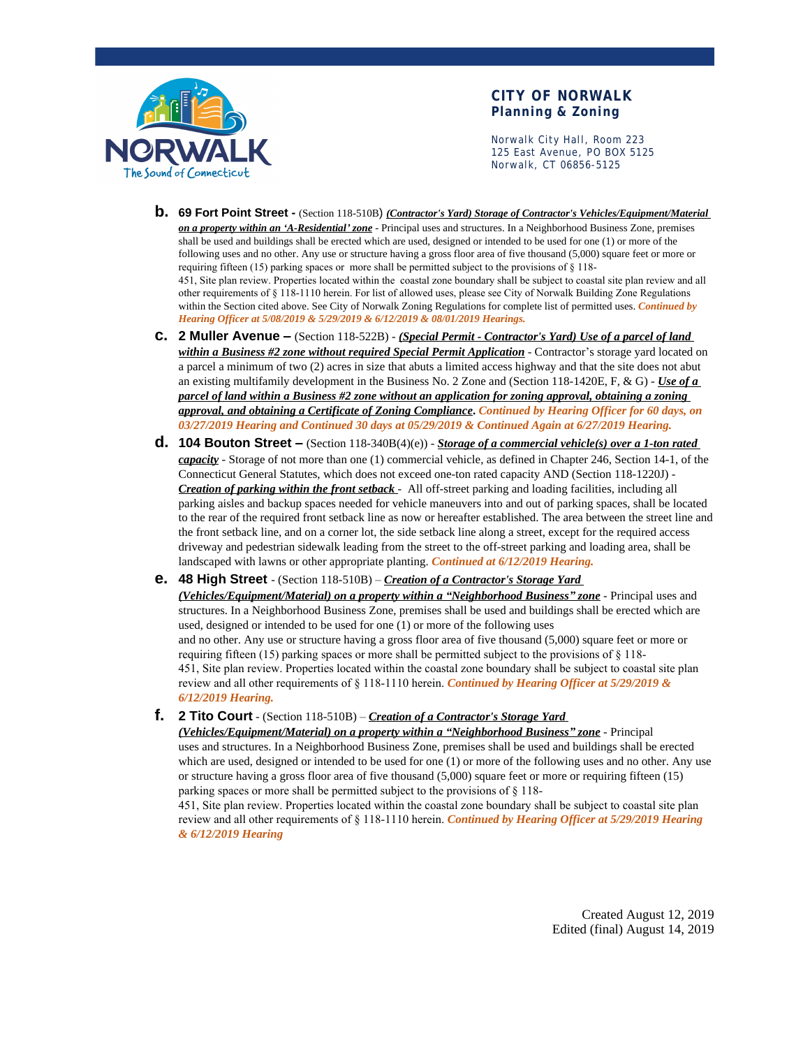**CITY OF NORWALK**
**Planning & Zoning**

Norwalk City Hall, Room 223
125 East Avenue, PO BOX 5125
Norwalk, CT 06856-5125

b. **69 Fort Point Street -** (Section 118-510B) ***(Contractor's Yard) Storage of Contractor's Vehicles/Equipment/Material on a property within an 'A-Residential' zone*** - Principal uses and structures. In a Neighborhood Business Zone, premises shall be used and buildings shall be erected which are used, designed or intended to be used for one (1) or more of the following uses and no other. Any use or structure having a gross floor area of five thousand (5,000) square feet or more or requiring fifteen (15) parking spaces or more shall be permitted subject to the provisions of § 118-451, Site plan review. Properties located within the coastal zone boundary shall be subject to coastal site plan review and all other requirements of § 118-1110 herein. For list of allowed uses, please see City of Norwalk Building Zone Regulations within the Section cited above. See City of Norwalk Zoning Regulations for complete list of permitted uses. ***Continued by Hearing Officer at 5/08/2019 & 5/29/2019 & 6/12/2019 & 08/01/2019 Hearings.***

c. **2 Muller Avenue –** (Section 118-522B) - ***(Special Permit - Contractor's Yard) Use of a parcel of land within a Business #2 zone without required Special Permit Application*** - Contractor's storage yard located on a parcel a minimum of two (2) acres in size that abuts a limited access highway and that the site does not abut an existing multifamily development in the Business No. 2 Zone and (Section 118-1420E, F, & G) - ***Use of a parcel of land within a Business #2 zone without an application for zoning approval, obtaining a zoning approval, and obtaining a Certificate of Zoning Compliance.*** ***Continued by Hearing Officer for 60 days, on 03/27/2019 Hearing and Continued 30 days at 05/29/2019 & Continued Again at 6/27/2019 Hearing.***

d. **104 Bouton Street –** (Section 118-340B(4)(e)) - ***Storage of a commercial vehicle(s) over a 1-ton rated capacity*** - Storage of not more than one (1) commercial vehicle, as defined in Chapter 246, Section 14-1, of the Connecticut General Statutes, which does not exceed one-ton rated capacity AND (Section 118-1220J) - ***Creation of parking within the front setback*** - All off-street parking and loading facilities, including all parking aisles and backup spaces needed for vehicle maneuvers into and out of parking spaces, shall be located to the rear of the required front setback line as now or hereafter established. The area between the street line and the front setback line, and on a corner lot, the side setback line along a street, except for the required access driveway and pedestrian sidewalk leading from the street to the off-street parking and loading area, shall be landscaped with lawns or other appropriate planting. ***Continued at 6/12/2019 Hearing.***

e. **48 High Street** - (Section 118-510B) – ***Creation of a Contractor's Storage Yard (Vehicles/Equipment/Material) on a property within a "Neighborhood Business" zone*** - Principal uses and structures. In a Neighborhood Business Zone, premises shall be used and buildings shall be erected which are used, designed or intended to be used for one (1) or more of the following uses and no other. Any use or structure having a gross floor area of five thousand (5,000) square feet or more or requiring fifteen (15) parking spaces or more shall be permitted subject to the provisions of § 118-451, Site plan review. Properties located within the coastal zone boundary shall be subject to coastal site plan review and all other requirements of § 118-1110 herein. ***Continued by Hearing Officer at 5/29/2019 & 6/12/2019 Hearing.***

f. **2 Tito Court** - (Section 118-510B) – ***Creation of a Contractor's Storage Yard (Vehicles/Equipment/Material) on a property within a "Neighborhood Business" zone*** - Principal uses and structures. In a Neighborhood Business Zone, premises shall be used and buildings shall be erected which are used, designed or intended to be used for one (1) or more of the following uses and no other. Any use or structure having a gross floor area of five thousand (5,000) square feet or more or requiring fifteen (15) parking spaces or more shall be permitted subject to the provisions of § 118-451, Site plan review. Properties located within the coastal zone boundary shall be subject to coastal site plan review and all other requirements of § 118-1110 herein. ***Continued by Hearing Officer at 5/29/2019 Hearing & 6/12/2019 Hearing***

Created August 12, 2019
Edited (final) August 14, 2019